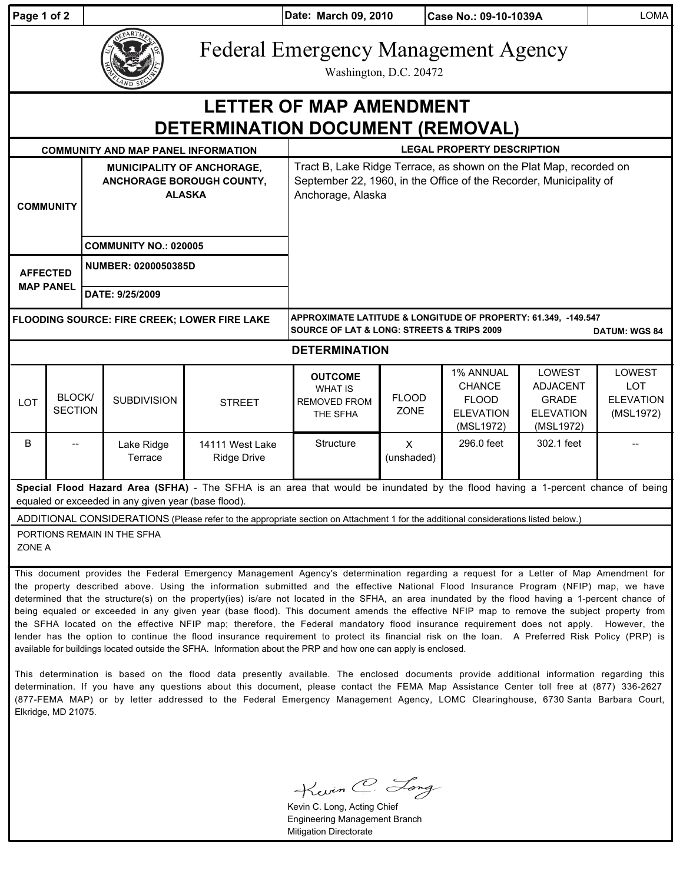| Date: March 09, 2010 | Case No.: 09-10-1039A | LOMA |
|---|---|---|

# Federal Emergency Management Agency

Washington, D.C. 20472

# LETTER OF MAP AMENDMENT DETERMINATION DOCUMENT (REMOVAL)

| COMMUNITY AND MAP PANEL INFORMATION | | LEGAL PROPERTY DESCRIPTION |
|---|---|---|
| COMMUNITY | MUNICIPALITY OF ANCHORAGE, ANCHORAGE BOROUGH COUNTY, ALASKA | Tract B, Lake Ridge Terrace, as shown on the Plat Map, recorded on September 22, 1960, in the Office of the Recorder, Municipality of Anchorage, Alaska |
| | COMMUNITY NO.: 020005 | |
| AFFECTED MAP PANEL | NUMBER: 0200050385D | |
| | DATE: 9/25/2009 | |
| FLOODING SOURCE: FIRE CREEK; LOWER FIRE LAKE | | APPROXIMATE LATITUDE & LONGITUDE OF PROPERTY: 61.349, -149.547<br>SOURCE OF LAT & LONG: STREETS & TRIPS 2009 DATUM: WGS 84 |

## DETERMINATION

| LOT | BLOCK/ SECTION | SUBDIVISION | STREET | OUTCOME WHAT IS REMOVED FROM THE SFHA | FLOOD ZONE | 1% ANNUAL CHANCE FLOOD ELEVATION (MSL1972) | LOWEST ADJACENT GRADE ELEVATION (MSL1972) | LOWEST LOT ELEVATION (MSL1972) |
|---|---|---|---|---|---|---|---|---|
| B | -- | Lake Ridge Terrace | 14111 West Lake Ridge Drive | Structure | X (unshaded) | 296.0 feet | 302.1 feet | -- |

**Special Flood Hazard Area (SFHA)** - The SFHA is an area that would be inundated by the flood having a 1-percent chance of being equaled or exceeded in any given year (base flood).

ADDITIONAL CONSIDERATIONS (Please refer to the appropriate section on Attachment 1 for the additional considerations listed below.)

PORTIONS REMAIN IN THE SFHA
ZONE A

This document provides the Federal Emergency Management Agency's determination regarding a request for a Letter of Map Amendment for the property described above. Using the information submitted and the effective National Flood Insurance Program (NFIP) map, we have determined that the structure(s) on the property(ies) is/are not located in the SFHA, an area inundated by the flood having a 1-percent chance of being equaled or exceeded in any given year (base flood). This document amends the effective NFIP map to remove the subject property from the SFHA located on the effective NFIP map; therefore, the Federal mandatory flood insurance requirement does not apply. However, the lender has the option to continue the flood insurance requirement to protect its financial risk on the loan. A Preferred Risk Policy (PRP) is available for buildings located outside the SFHA. Information about the PRP and how one can apply is enclosed.

This determination is based on the flood data presently available. The enclosed documents provide additional information regarding this determination. If you have any questions about this document, please contact the FEMA Map Assistance Center toll free at (877) 336-2627 (877-FEMA MAP) or by letter addressed to the Federal Emergency Management Agency, LOMC Clearinghouse, 6730 Santa Barbara Court, Elkridge, MD 21075.

Kevin C. Long

Kevin C. Long, Acting Chief
Engineering Management Branch
Mitigation Directorate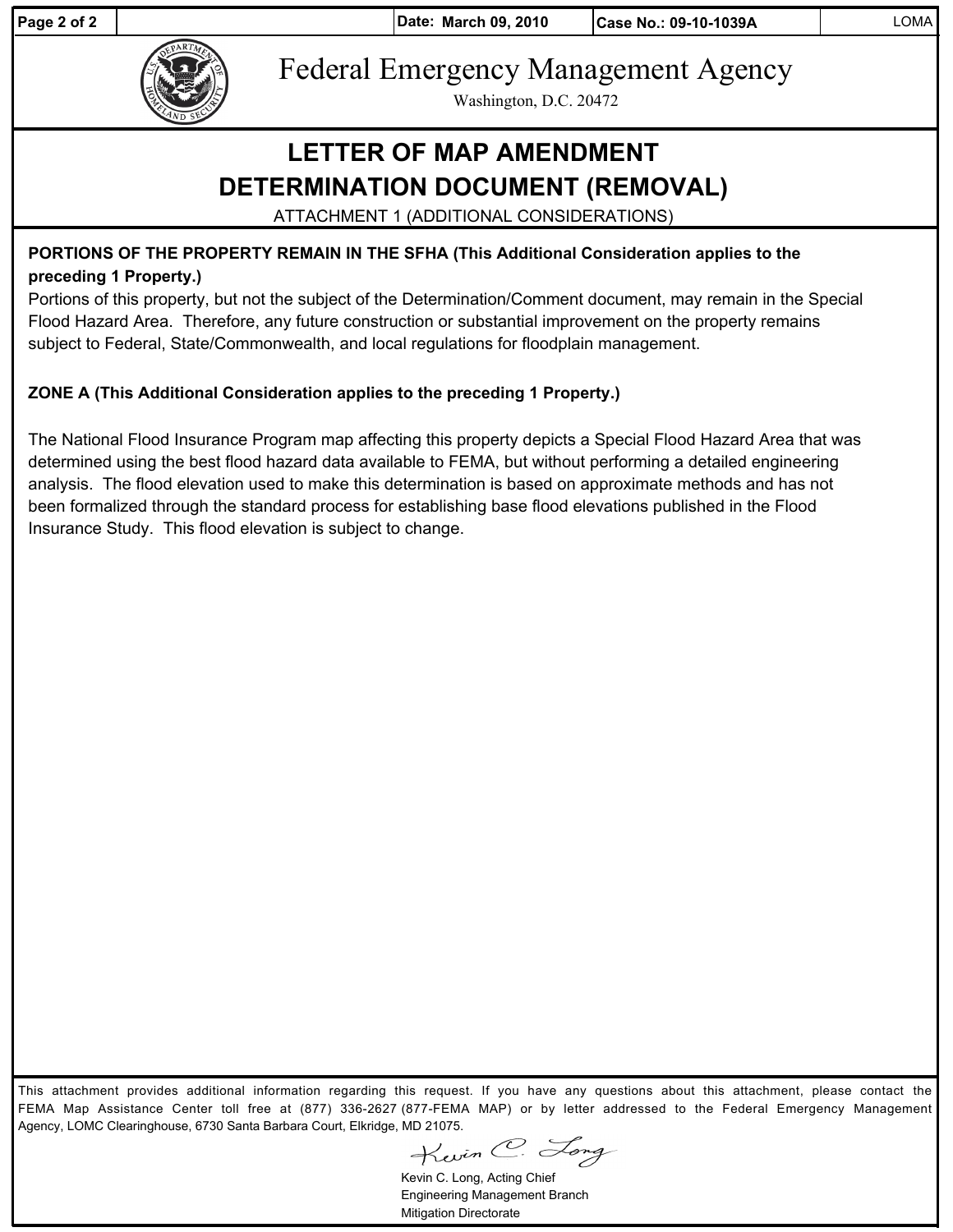Date: March 09, 2010 | Case No.: 09-10-1039A | LOMA

# Federal Emergency Management Agency

Washington, D.C. 20472

## LETTER OF MAP AMENDMENT DETERMINATION DOCUMENT (REMOVAL)

ATTACHMENT 1 (ADDITIONAL CONSIDERATIONS)

**PORTIONS OF THE PROPERTY REMAIN IN THE SFHA (This Additional Consideration applies to the preceding 1 Property.)**

Portions of this property, but not the subject of the Determination/Comment document, may remain in the Special Flood Hazard Area. Therefore, any future construction or substantial improvement on the property remains subject to Federal, State/Commonwealth, and local regulations for floodplain management.

**ZONE A (This Additional Consideration applies to the preceding 1 Property.)**

The National Flood Insurance Program map affecting this property depicts a Special Flood Hazard Area that was determined using the best flood hazard data available to FEMA, but without performing a detailed engineering analysis. The flood elevation used to make this determination is based on approximate methods and has not been formalized through the standard process for establishing base flood elevations published in the Flood Insurance Study. This flood elevation is subject to change.

This attachment provides additional information regarding this request. If you have any questions about this attachment, please contact the FEMA Map Assistance Center toll free at (877) 336-2627 (877-FEMA MAP) or by letter addressed to the Federal Emergency Management Agency, LOMC Clearinghouse, 6730 Santa Barbara Court, Elkridge, MD 21075.

Kevin C. Long, Acting Chief
Engineering Management Branch
Mitigation Directorate